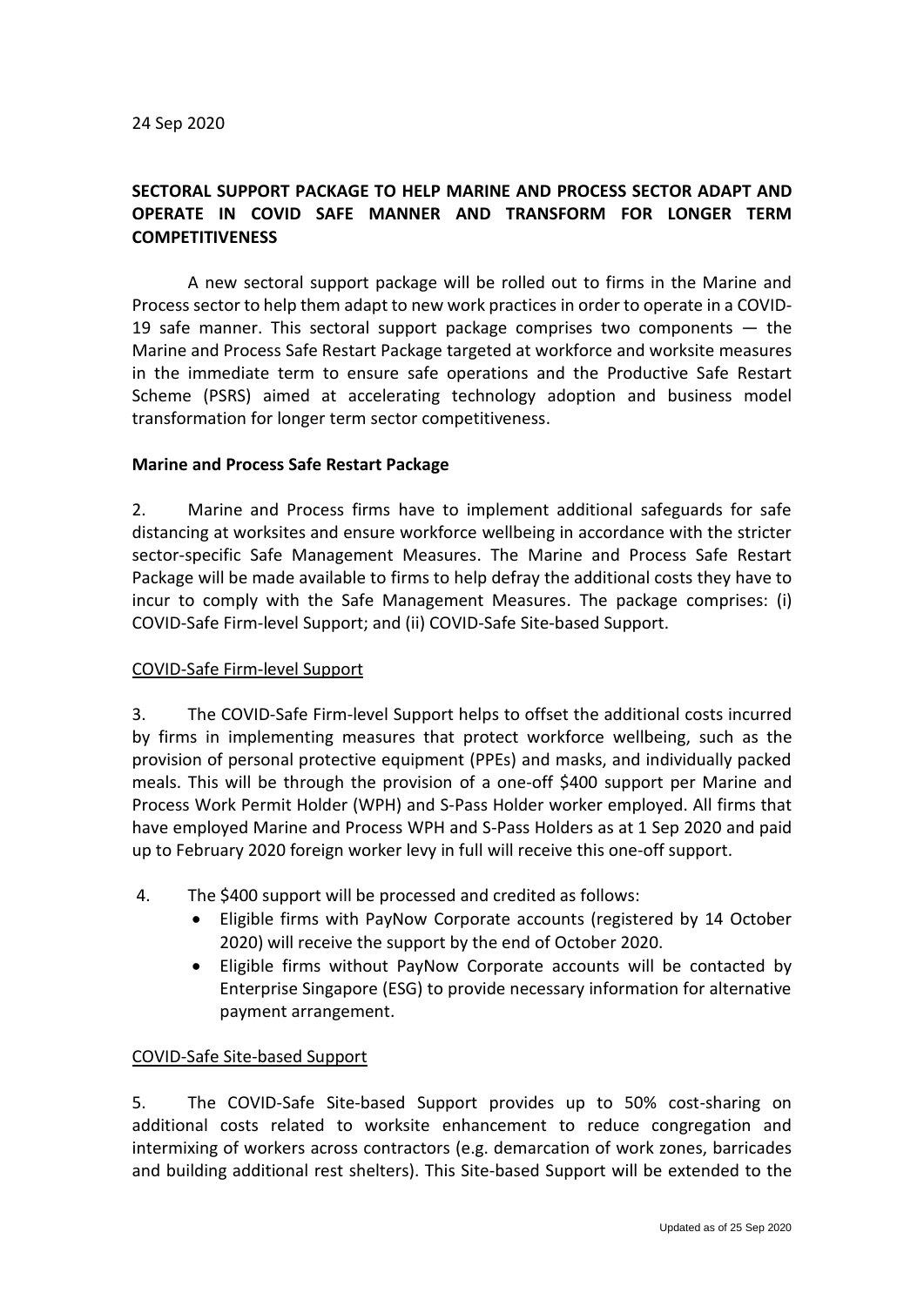24 Sep 2020

**SECTORAL SUPPORT PACKAGE TO HELP MARINE AND PROCESS SECTOR ADAPT AND OPERATE IN COVID SAFE MANNER AND TRANSFORM FOR LONGER TERM COMPETITIVENESS**

A new sectoral support package will be rolled out to firms in the Marine and Process sector to help them adapt to new work practices in order to operate in a COVID-19 safe manner. This sectoral support package comprises two components — the Marine and Process Safe Restart Package targeted at workforce and worksite measures in the immediate term to ensure safe operations and the Productive Safe Restart Scheme (PSRS) aimed at accelerating technology adoption and business model transformation for longer term sector competitiveness.

**Marine and Process Safe Restart Package**

2. Marine and Process firms have to implement additional safeguards for safe distancing at worksites and ensure workforce wellbeing in accordance with the stricter sector-specific Safe Management Measures. The Marine and Process Safe Restart Package will be made available to firms to help defray the additional costs they have to incur to comply with the Safe Management Measures. The package comprises: (i) COVID-Safe Firm-level Support; and (ii) COVID-Safe Site-based Support.

COVID-Safe Firm-level Support

3. The COVID-Safe Firm-level Support helps to offset the additional costs incurred by firms in implementing measures that protect workforce wellbeing, such as the provision of personal protective equipment (PPEs) and masks, and individually packed meals. This will be through the provision of a one-off $400 support per Marine and Process Work Permit Holder (WPH) and S-Pass Holder worker employed. All firms that have employed Marine and Process WPH and S-Pass Holders as at 1 Sep 2020 and paid up to February 2020 foreign worker levy in full will receive this one-off support.

4. The $400 support will be processed and credited as follows:
- Eligible firms with PayNow Corporate accounts (registered by 14 October 2020) will receive the support by the end of October 2020.
- Eligible firms without PayNow Corporate accounts will be contacted by Enterprise Singapore (ESG) to provide necessary information for alternative payment arrangement.

COVID-Safe Site-based Support

5. The COVID-Safe Site-based Support provides up to 50% cost-sharing on additional costs related to worksite enhancement to reduce congregation and intermixing of workers across contractors (e.g. demarcation of work zones, barricades and building additional rest shelters). This Site-based Support will be extended to the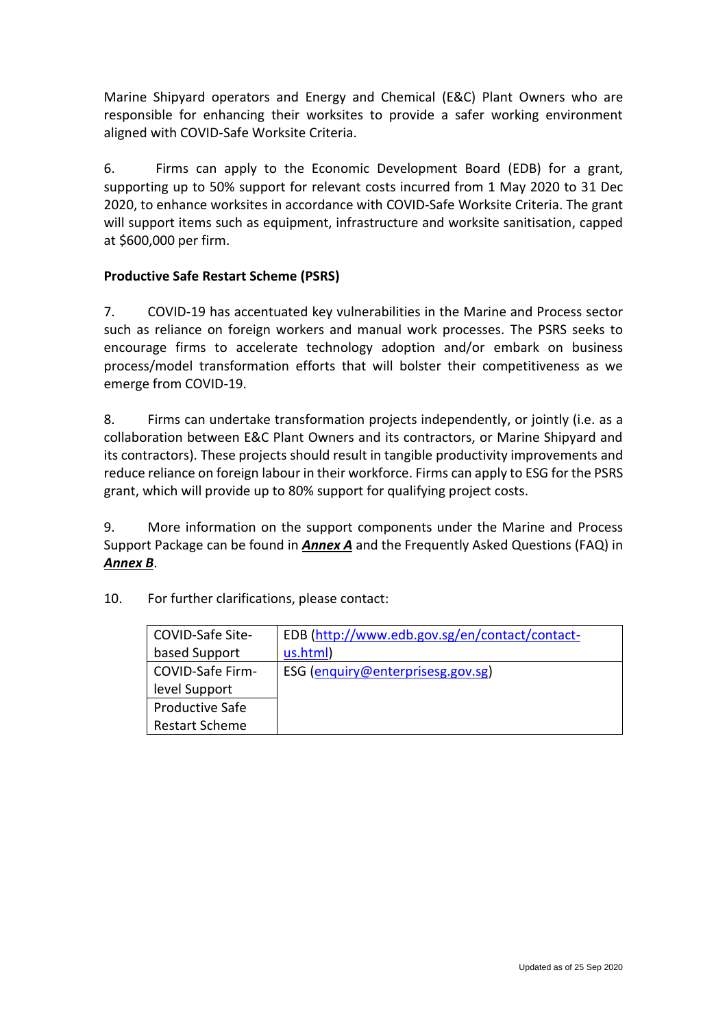Marine Shipyard operators and Energy and Chemical (E&C) Plant Owners who are responsible for enhancing their worksites to provide a safer working environment aligned with COVID-Safe Worksite Criteria.

6. Firms can apply to the Economic Development Board (EDB) for a grant, supporting up to 50% support for relevant costs incurred from 1 May 2020 to 31 Dec 2020, to enhance worksites in accordance with COVID-Safe Worksite Criteria. The grant will support items such as equipment, infrastructure and worksite sanitisation, capped at $600,000 per firm.

**Productive Safe Restart Scheme (PSRS)**

7. COVID-19 has accentuated key vulnerabilities in the Marine and Process sector such as reliance on foreign workers and manual work processes. The PSRS seeks to encourage firms to accelerate technology adoption and/or embark on business process/model transformation efforts that will bolster their competitiveness as we emerge from COVID-19.

8. Firms can undertake transformation projects independently, or jointly (i.e. as a collaboration between E&C Plant Owners and its contractors, or Marine Shipyard and its contractors). These projects should result in tangible productivity improvements and reduce reliance on foreign labour in their workforce. Firms can apply to ESG for the PSRS grant, which will provide up to 80% support for qualifying project costs.

9. More information on the support components under the Marine and Process Support Package can be found in ***Annex A*** and the Frequently Asked Questions (FAQ) in ***Annex B***.

10. For further clarifications, please contact:

| | |
|---|---|
| COVID-Safe Site-based Support | EDB (http://www.edb.gov.sg/en/contact/contact-us.html) |
| COVID-Safe Firm-level Support | ESG (enquiry@enterprisesg.gov.sg) |
| Productive Safe Restart Scheme | |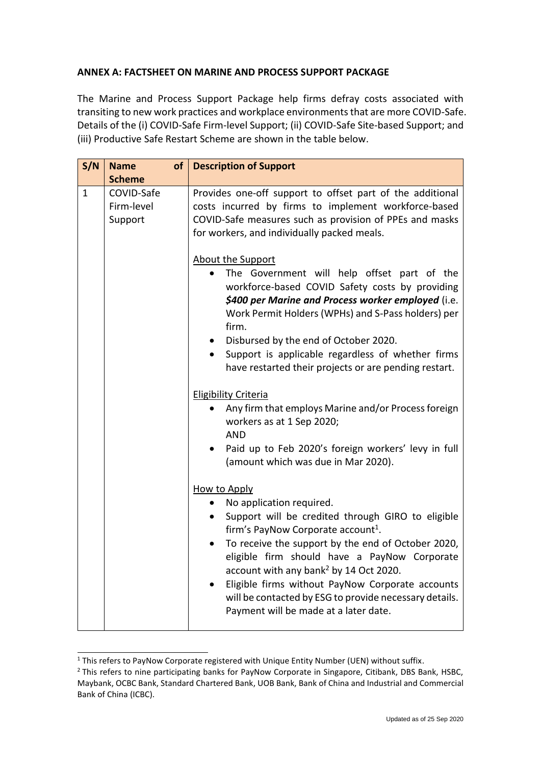**ANNEX A: FACTSHEET ON MARINE AND PROCESS SUPPORT PACKAGE**

The Marine and Process Support Package help firms defray costs associated with transiting to new work practices and workplace environments that are more COVID-Safe. Details of the (i) COVID-Safe Firm-level Support; (ii) COVID-Safe Site-based Support; and (iii) Productive Safe Restart Scheme are shown in the table below.

| S/N | Name of Scheme | Description of Support |
|---|---|---|
| 1 | COVID-Safe Firm-level Support | Provides one-off support to offset part of the additional costs incurred by firms to implement workforce-based COVID-Safe measures such as provision of PPEs and masks for workers, and individually packed meals.<br><br><u>About the Support</u><br>• The Government will help offset part of the workforce-based COVID Safety costs by providing ***$400 per Marine and Process worker employed*** (i.e. Work Permit Holders (WPHs) and S-Pass holders) per firm.<br>• Disbursed by the end of October 2020.<br>• Support is applicable regardless of whether firms have restarted their projects or are pending restart.<br><br><u>Eligibility Criteria</u><br>• Any firm that employs Marine and/or Process foreign workers as at 1 Sep 2020;<br>AND<br>• Paid up to Feb 2020's foreign workers' levy in full (amount which was due in Mar 2020).<br><br><u>How to Apply</u><br>• No application required.<br>• Support will be credited through GIRO to eligible firm's PayNow Corporate account[1].<br>• To receive the support by the end of October 2020, eligible firm should have a PayNow Corporate account with any bank[2] by 14 Oct 2020.<br>• Eligible firms without PayNow Corporate accounts will be contacted by ESG to provide necessary details. Payment will be made at a later date. |

[1] This refers to PayNow Corporate registered with Unique Entity Number (UEN) without suffix.

[2] This refers to nine participating banks for PayNow Corporate in Singapore, Citibank, DBS Bank, HSBC, Maybank, OCBC Bank, Standard Chartered Bank, UOB Bank, Bank of China and Industrial and Commercial Bank of China (ICBC).

Updated as of 25 Sep 2020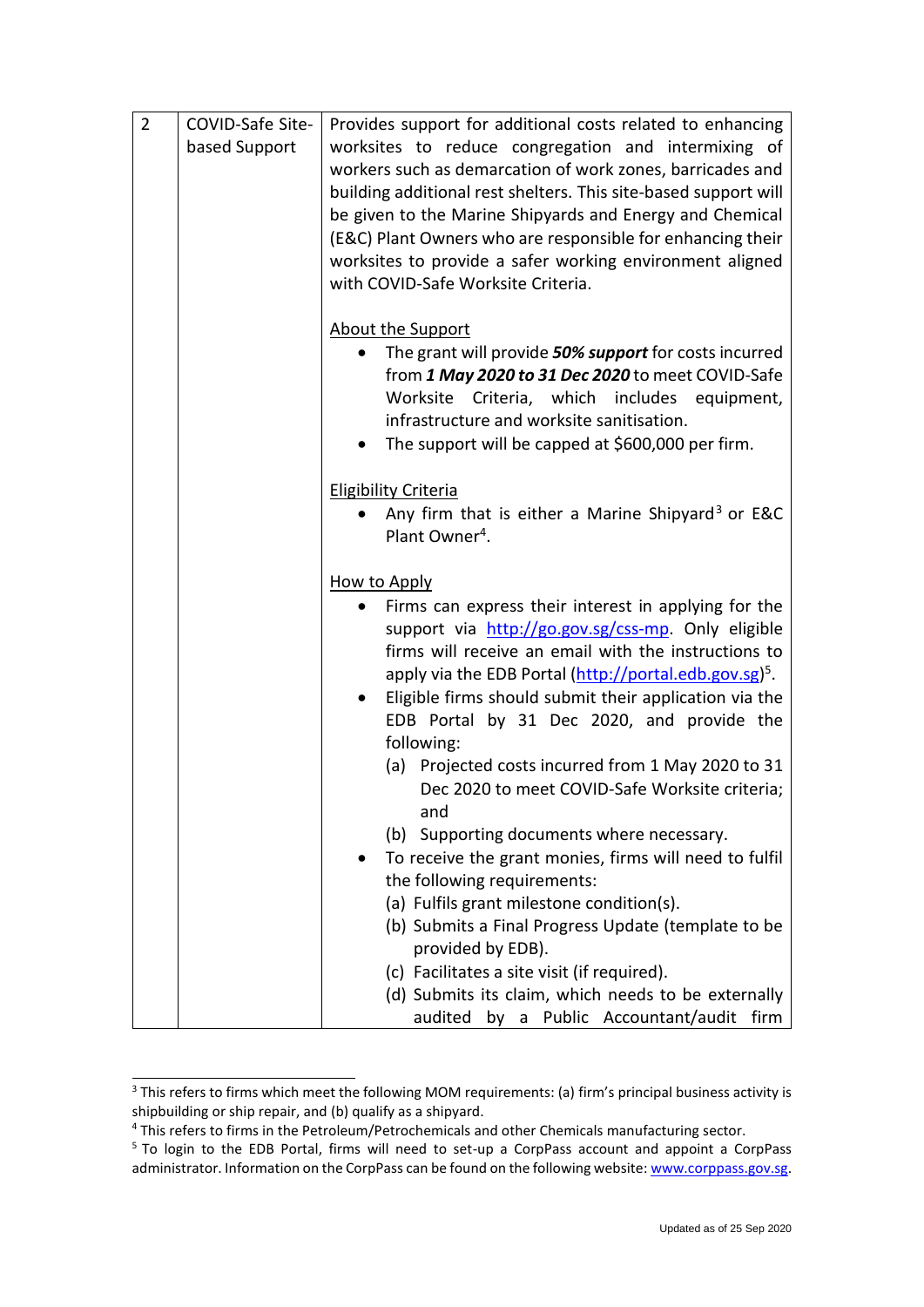| | | |
|---|---|---|
| 2 | COVID-Safe Site-based Support | Provides support for additional costs related to enhancing worksites to reduce congregation and intermixing of workers such as demarcation of work zones, barricades and building additional rest shelters. This site-based support will be given to the Marine Shipyards and Energy and Chemical (E&C) Plant Owners who are responsible for enhancing their worksites to provide a safer working environment aligned with COVID-Safe Worksite Criteria.<br><br><u>About the Support</u><br>• The grant will provide ***50% support*** for costs incurred from ***1 May 2020 to 31 Dec 2020*** to meet COVID-Safe Worksite Criteria, which includes equipment, infrastructure and worksite sanitisation.<br>• The support will be capped at $600,000 per firm.<br><br><u>Eligibility Criteria</u><br>• Any firm that is either a Marine Shipyard[3] or E&C Plant Owner[4].<br><br><u>How to Apply</u><br>• Firms can express their interest in applying for the support via http://go.gov.sg/css-mp. Only eligible firms will receive an email with the instructions to apply via the EDB Portal (http://portal.edb.gov.sg)[5].<br>• Eligible firms should submit their application via the EDB Portal by 31 Dec 2020, and provide the following:<br>(a) Projected costs incurred from 1 May 2020 to 31 Dec 2020 to meet COVID-Safe Worksite criteria; and<br>(b) Supporting documents where necessary.<br>• To receive the grant monies, firms will need to fulfil the following requirements:<br>(a) Fulfils grant milestone condition(s).<br>(b) Submits a Final Progress Update (template to be provided by EDB).<br>(c) Facilitates a site visit (if required).<br>(d) Submits its claim, which needs to be externally audited by a Public Accountant/audit firm |

[3] This refers to firms which meet the following MOM requirements: (a) firm's principal business activity is shipbuilding or ship repair, and (b) qualify as a shipyard.

[4] This refers to firms in the Petroleum/Petrochemicals and other Chemicals manufacturing sector.

[5] To login to the EDB Portal, firms will need to set-up a CorpPass account and appoint a CorpPass administrator. Information on the CorpPass can be found on the following website: www.corppass.gov.sg.

Updated as of 25 Sep 2020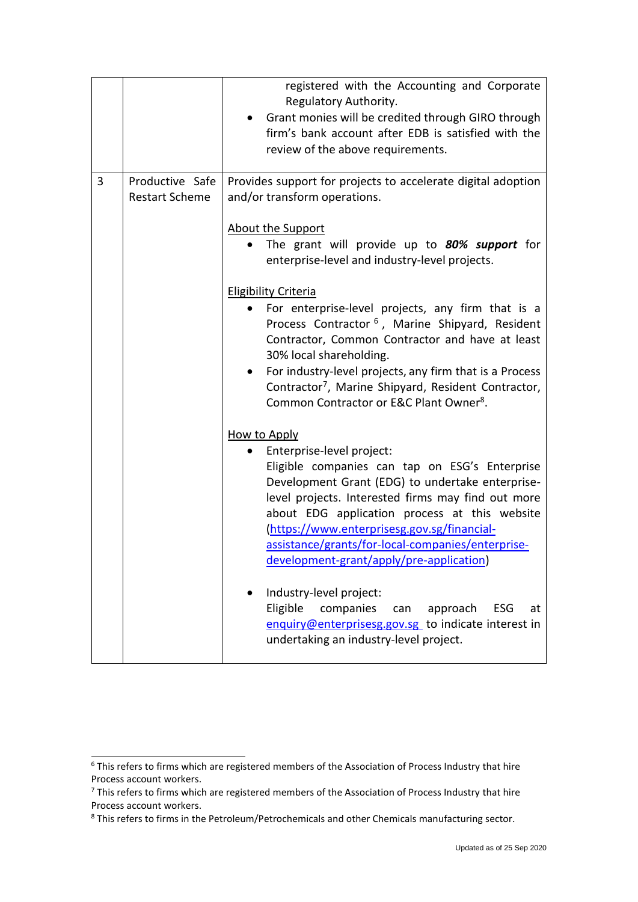| | | |
|---|---|---|
| | | registered with the Accounting and Corporate Regulatory Authority.<br>• Grant monies will be credited through GIRO through firm's bank account after EDB is satisfied with the review of the above requirements. |
| 3 | Productive Safe Restart Scheme | Provides support for projects to accelerate digital adoption and/or transform operations.<br><br>About the Support<br>• The grant will provide up to ***80% support*** for enterprise-level and industry-level projects.<br><br>Eligibility Criteria<br>• For enterprise-level projects, any firm that is a Process Contractor[6], Marine Shipyard, Resident Contractor, Common Contractor and have at least 30% local shareholding.<br>• For industry-level projects, any firm that is a Process Contractor[7], Marine Shipyard, Resident Contractor, Common Contractor or E&C Plant Owner[8].<br><br>How to Apply<br>• Enterprise-level project:<br>Eligible companies can tap on ESG's Enterprise Development Grant (EDG) to undertake enterprise-level projects. Interested firms may find out more about EDG application process at this website (https://www.enterprisesg.gov.sg/financial-assistance/grants/for-local-companies/enterprise-development-grant/apply/pre-application)<br><br>• Industry-level project:<br>Eligible companies can approach ESG at enquiry@enterprisesg.gov.sg to indicate interest in undertaking an industry-level project. |

[6] This refers to firms which are registered members of the Association of Process Industry that hire Process account workers.

[7] This refers to firms which are registered members of the Association of Process Industry that hire Process account workers.

[8] This refers to firms in the Petroleum/Petrochemicals and other Chemicals manufacturing sector.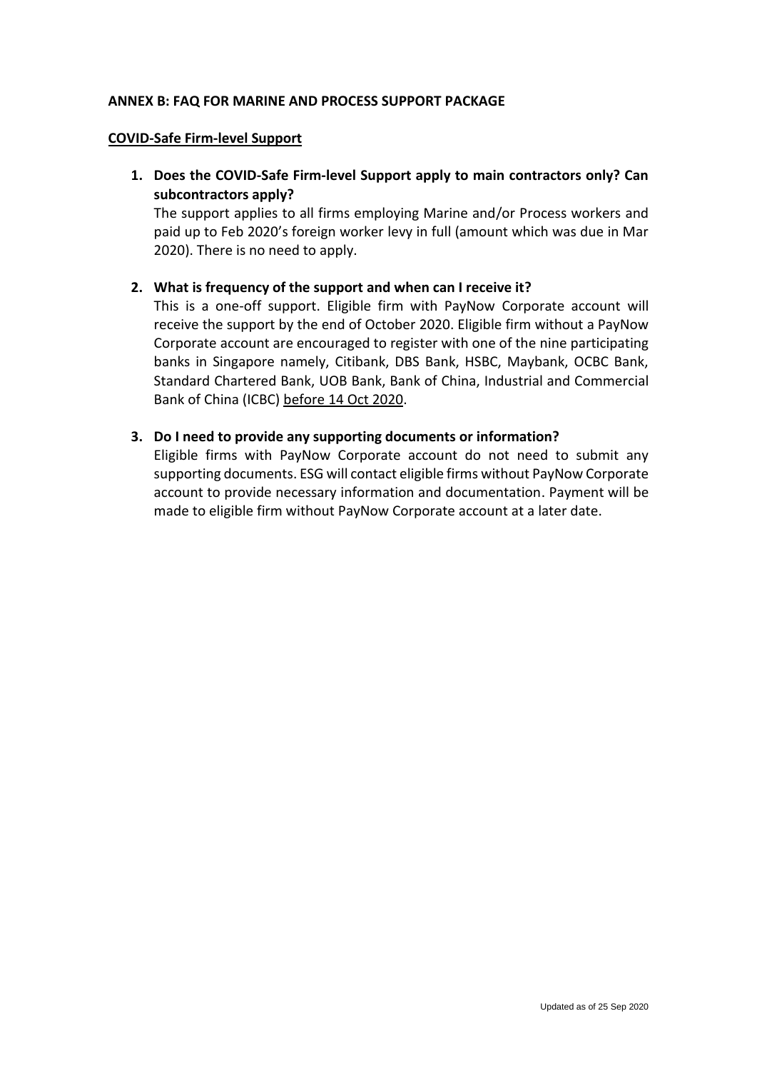## ANNEX B: FAQ FOR MARINE AND PROCESS SUPPORT PACKAGE

### COVID-Safe Firm-level Support

1. **Does the COVID-Safe Firm-level Support apply to main contractors only? Can subcontractors apply?**

   The support applies to all firms employing Marine and/or Process workers and paid up to Feb 2020's foreign worker levy in full (amount which was due in Mar 2020). There is no need to apply.

2. **What is frequency of the support and when can I receive it?**

   This is a one-off support. Eligible firm with PayNow Corporate account will receive the support by the end of October 2020. Eligible firm without a PayNow Corporate account are encouraged to register with one of the nine participating banks in Singapore namely, Citibank, DBS Bank, HSBC, Maybank, OCBC Bank, Standard Chartered Bank, UOB Bank, Bank of China, Industrial and Commercial Bank of China (ICBC) before 14 Oct 2020.

3. **Do I need to provide any supporting documents or information?**

   Eligible firms with PayNow Corporate account do not need to submit any supporting documents. ESG will contact eligible firms without PayNow Corporate account to provide necessary information and documentation. Payment will be made to eligible firm without PayNow Corporate account at a later date.

Updated as of 25 Sep 2020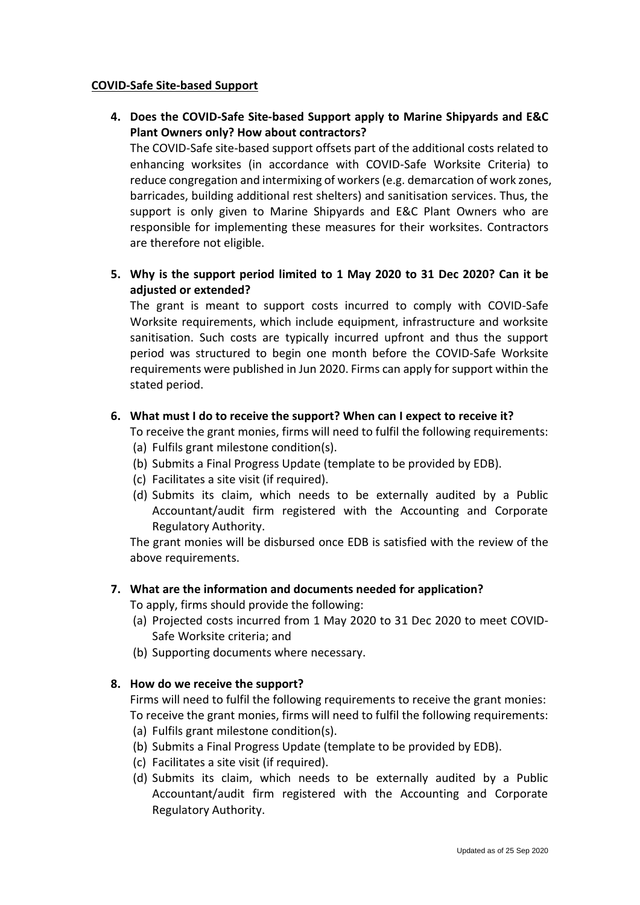**COVID-Safe Site-based Support**

4. **Does the COVID-Safe Site-based Support apply to Marine Shipyards and E&C Plant Owners only? How about contractors?**

   The COVID-Safe site-based support offsets part of the additional costs related to enhancing worksites (in accordance with COVID-Safe Worksite Criteria) to reduce congregation and intermixing of workers (e.g. demarcation of work zones, barricades, building additional rest shelters) and sanitisation services. Thus, the support is only given to Marine Shipyards and E&C Plant Owners who are responsible for implementing these measures for their worksites. Contractors are therefore not eligible.

5. **Why is the support period limited to 1 May 2020 to 31 Dec 2020? Can it be adjusted or extended?**

   The grant is meant to support costs incurred to comply with COVID-Safe Worksite requirements, which include equipment, infrastructure and worksite sanitisation. Such costs are typically incurred upfront and thus the support period was structured to begin one month before the COVID-Safe Worksite requirements were published in Jun 2020. Firms can apply for support within the stated period.

6. **What must I do to receive the support? When can I expect to receive it?**

   To receive the grant monies, firms will need to fulfil the following requirements:
   (a) Fulfils grant milestone condition(s).
   (b) Submits a Final Progress Update (template to be provided by EDB).
   (c) Facilitates a site visit (if required).
   (d) Submits its claim, which needs to be externally audited by a Public Accountant/audit firm registered with the Accounting and Corporate Regulatory Authority.

   The grant monies will be disbursed once EDB is satisfied with the review of the above requirements.

7. **What are the information and documents needed for application?**

   To apply, firms should provide the following:
   (a) Projected costs incurred from 1 May 2020 to 31 Dec 2020 to meet COVID-Safe Worksite criteria; and
   (b) Supporting documents where necessary.

8. **How do we receive the support?**

   Firms will need to fulfil the following requirements to receive the grant monies:
   To receive the grant monies, firms will need to fulfil the following requirements:
   (a) Fulfils grant milestone condition(s).
   (b) Submits a Final Progress Update (template to be provided by EDB).
   (c) Facilitates a site visit (if required).
   (d) Submits its claim, which needs to be externally audited by a Public Accountant/audit firm registered with the Accounting and Corporate Regulatory Authority.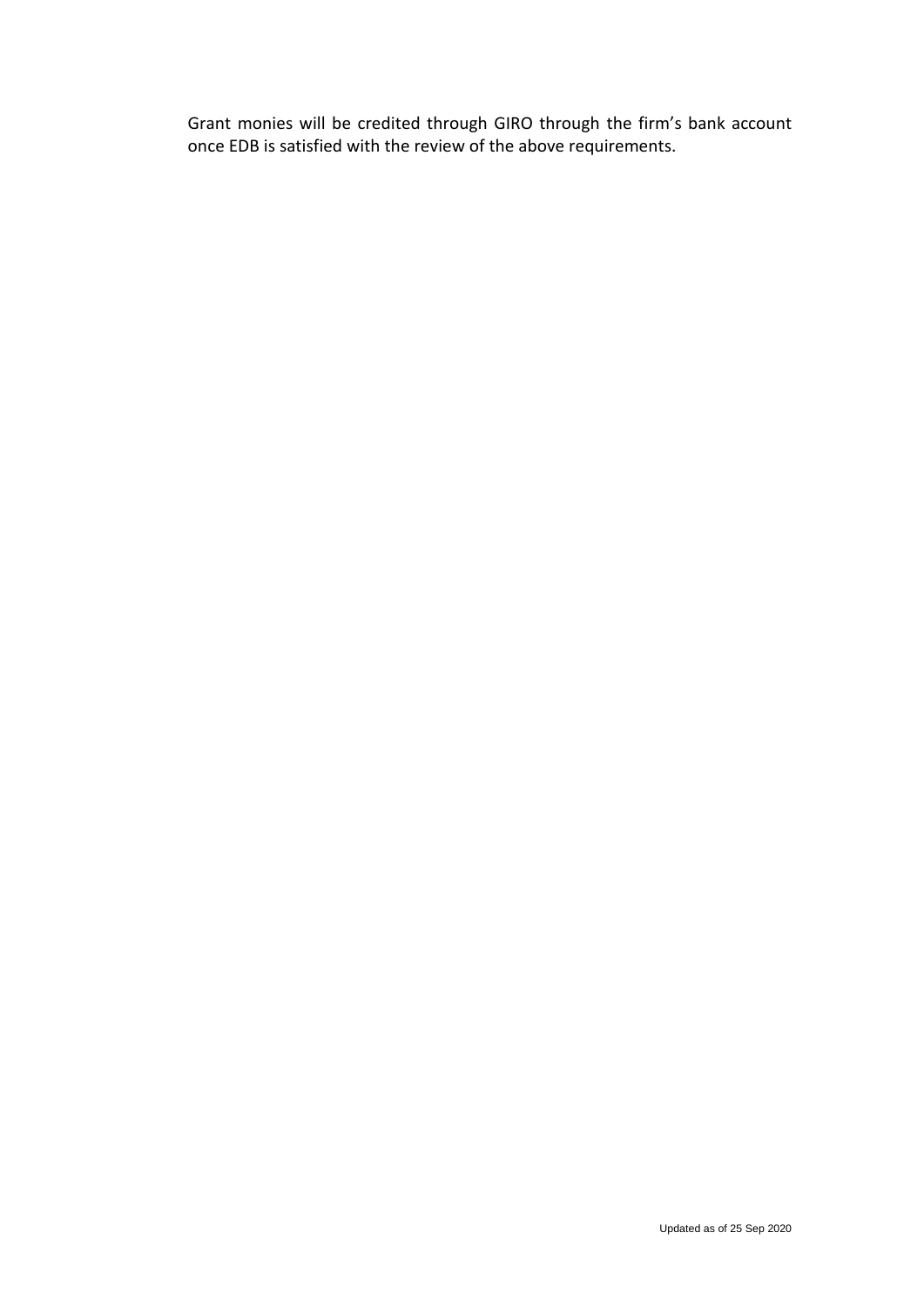Grant monies will be credited through GIRO through the firm's bank account once EDB is satisfied with the review of the above requirements.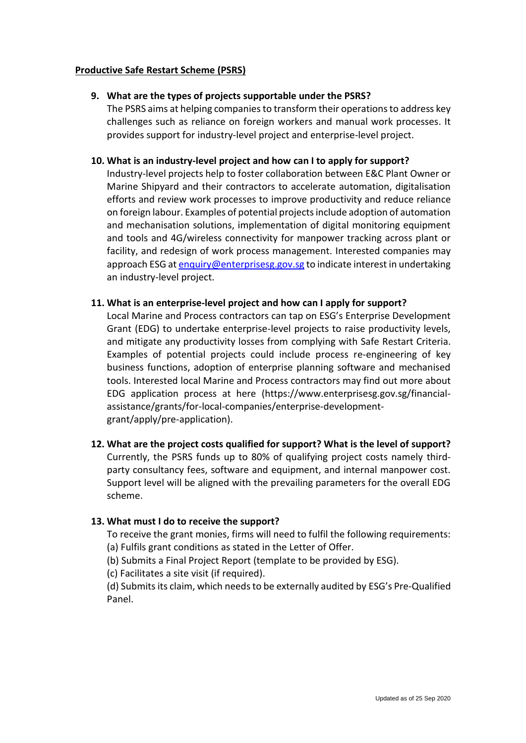**Productive Safe Restart Scheme (PSRS)**

**9. What are the types of projects supportable under the PSRS?**

The PSRS aims at helping companies to transform their operations to address key challenges such as reliance on foreign workers and manual work processes. It provides support for industry-level project and enterprise-level project.

**10. What is an industry-level project and how can I to apply for support?**

Industry-level projects help to foster collaboration between E&C Plant Owner or Marine Shipyard and their contractors to accelerate automation, digitalisation efforts and review work processes to improve productivity and reduce reliance on foreign labour. Examples of potential projects include adoption of automation and mechanisation solutions, implementation of digital monitoring equipment and tools and 4G/wireless connectivity for manpower tracking across plant or facility, and redesign of work process management. Interested companies may approach ESG at [enquiry@enterprisesg.gov.sg](mailto:enquiry@enterprisesg.gov.sg) to indicate interest in undertaking an industry-level project.

**11. What is an enterprise-level project and how can I apply for support?**

Local Marine and Process contractors can tap on ESG's Enterprise Development Grant (EDG) to undertake enterprise-level projects to raise productivity levels, and mitigate any productivity losses from complying with Safe Restart Criteria. Examples of potential projects could include process re-engineering of key business functions, adoption of enterprise planning software and mechanised tools. Interested local Marine and Process contractors may find out more about EDG application process at here (https://www.enterprisesg.gov.sg/financial-assistance/grants/for-local-companies/enterprise-development-grant/apply/pre-application).

**12. What are the project costs qualified for support? What is the level of support?**

Currently, the PSRS funds up to 80% of qualifying project costs namely third-party consultancy fees, software and equipment, and internal manpower cost. Support level will be aligned with the prevailing parameters for the overall EDG scheme.

**13. What must I do to receive the support?**

To receive the grant monies, firms will need to fulfil the following requirements:

(a) Fulfils grant conditions as stated in the Letter of Offer.

(b) Submits a Final Project Report (template to be provided by ESG).

(c) Facilitates a site visit (if required).

(d) Submits its claim, which needs to be externally audited by ESG's Pre-Qualified Panel.

Updated as of 25 Sep 2020